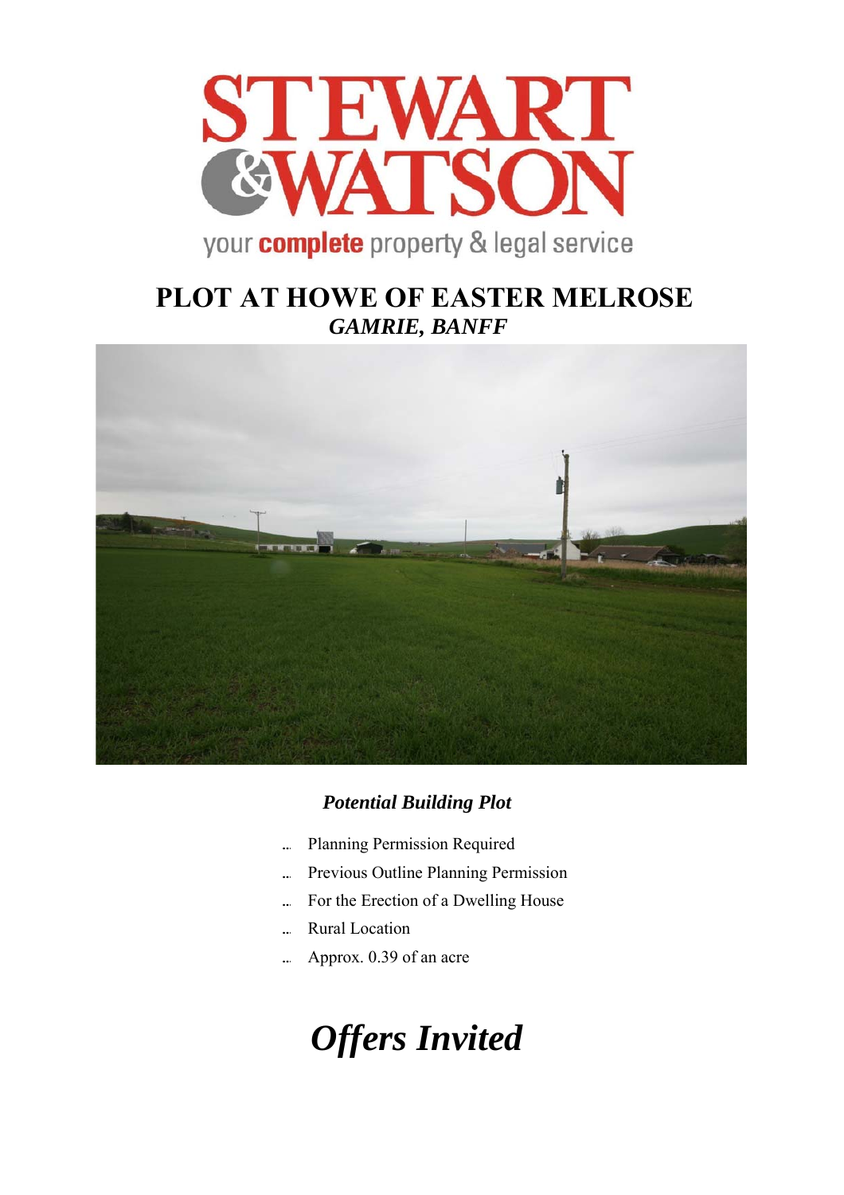# PLOT AT HOWE OF EASTER MELROSE

## *GAMRIE, BANFF*

### *Potential Building Plot*

- Planning Permission Required
- Previous Outline Planning Permission
- For the Erection of a Dwelling House
- Rural Location
- Approx. 0.39 of an acre

# *Offers Invited*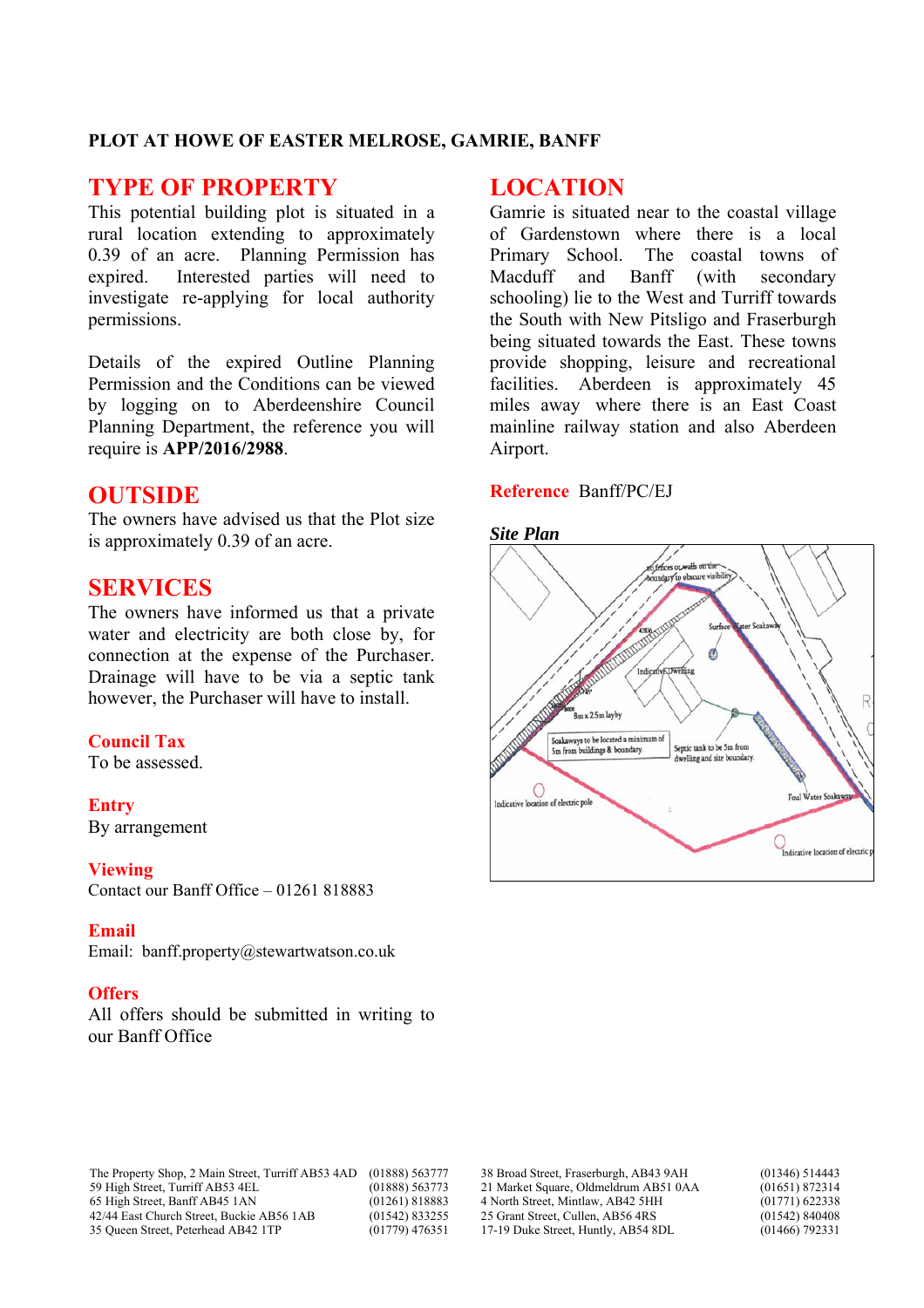**PLOT AT HOWE OF EASTER MELROSE, GAMRIE, BANFF**

## TYPE OF PROPERTY

This potential building plot is situated in a rural location extending to approximately 0.39 of an acre. Planning Permission has expired. Interested parties will need to investigate re-applying for local authority permissions.

Details of the expired Outline Planning Permission and the Conditions can be viewed by logging on to Aberdeenshire Council Planning Department, the reference you will require is **APP/2016/2988**.

## OUTSIDE

The owners have advised us that the Plot size is approximately 0.39 of an acre.

## SERVICES

The owners have informed us that a private water and electricity are both close by, for connection at the expense of the Purchaser. Drainage will have to be via a septic tank however, the Purchaser will have to install.

### Council Tax

To be assessed.

### Entry

By arrangement

### Viewing

Contact our Banff Office – 01261 818883

### Email

Email: banff.property@stewartwatson.co.uk

### Offers

All offers should be submitted in writing to our Banff Office

## LOCATION

Gamrie is situated near to the coastal village of Gardenstown where there is a local Primary School. The coastal towns of Macduff and Banff (with secondary schooling) lie to the West and Turriff towards the South with New Pitsligo and Fraserburgh being situated towards the East. These towns provide shopping, leisure and recreational facilities. Aberdeen is approximately 45 miles away where there is an East Coast mainline railway station and also Aberdeen Airport.

**Reference** Banff/PC/EJ

***Site Plan***

no fences or walls on the boundary to obscure visibility

Surface Water Soakaway

Indicative Dwelling

8m x 2.5m layby

Soakaways to be located a minimum of 5m from buildings & boundary.

Septic tank to be 5m from dwelling and site boundary.

Indicative location of electric pole

Foul Water Soakaway

Indicative location of electric p